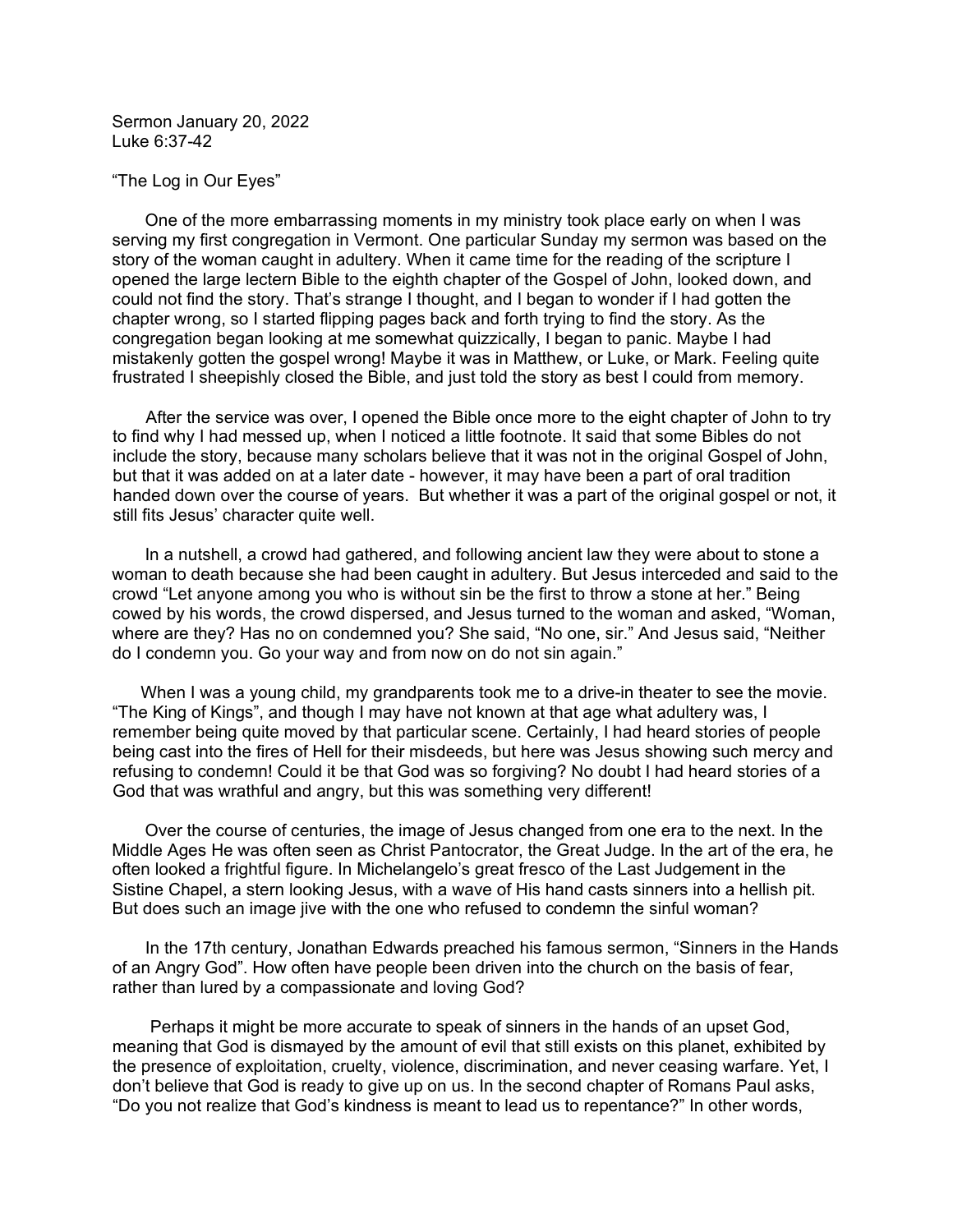Sermon January 20, 2022
Luke 6:37-42

"The Log in Our Eyes"

One of the more embarrassing moments in my ministry took place early on when I was serving my first congregation in Vermont. One particular Sunday my sermon was based on the story of the woman caught in adultery. When it came time for the reading of the scripture I opened the large lectern Bible to the eighth chapter of the Gospel of John, looked down, and could not find the story. That's strange I thought, and I began to wonder if I had gotten the chapter wrong, so I started flipping pages back and forth trying to find the story. As the congregation began looking at me somewhat quizzically, I began to panic. Maybe I had mistakenly gotten the gospel wrong! Maybe it was in Matthew, or Luke, or Mark. Feeling quite frustrated I sheepishly closed the Bible, and just told the story as best I could from memory.

After the service was over, I opened the Bible once more to the eight chapter of John to try to find why I had messed up, when I noticed a little footnote. It said that some Bibles do not include the story, because many scholars believe that it was not in the original Gospel of John, but that it was added on at a later date - however, it may have been a part of oral tradition handed down over the course of years. But whether it was a part of the original gospel or not, it still fits Jesus' character quite well.

In a nutshell, a crowd had gathered, and following ancient law they were about to stone a woman to death because she had been caught in adultery. But Jesus interceded and said to the crowd "Let anyone among you who is without sin be the first to throw a stone at her." Being cowed by his words, the crowd dispersed, and Jesus turned to the woman and asked, "Woman, where are they? Has no on condemned you? She said, "No one, sir." And Jesus said, "Neither do I condemn you. Go your way and from now on do not sin again."

When I was a young child, my grandparents took me to a drive-in theater to see the movie. "The King of Kings", and though I may have not known at that age what adultery was, I remember being quite moved by that particular scene. Certainly, I had heard stories of people being cast into the fires of Hell for their misdeeds, but here was Jesus showing such mercy and refusing to condemn! Could it be that God was so forgiving? No doubt I had heard stories of a God that was wrathful and angry, but this was something very different!

Over the course of centuries, the image of Jesus changed from one era to the next. In the Middle Ages He was often seen as Christ Pantocrator, the Great Judge. In the art of the era, he often looked a frightful figure. In Michelangelo's great fresco of the Last Judgement in the Sistine Chapel, a stern looking Jesus, with a wave of His hand casts sinners into a hellish pit. But does such an image jive with the one who refused to condemn the sinful woman?

In the 17th century, Jonathan Edwards preached his famous sermon, "Sinners in the Hands of an Angry God". How often have people been driven into the church on the basis of fear, rather than lured by a compassionate and loving God?

Perhaps it might be more accurate to speak of sinners in the hands of an upset God, meaning that God is dismayed by the amount of evil that still exists on this planet, exhibited by the presence of exploitation, cruelty, violence, discrimination, and never ceasing warfare. Yet, I don't believe that God is ready to give up on us. In the second chapter of Romans Paul asks, "Do you not realize that God's kindness is meant to lead us to repentance?" In other words,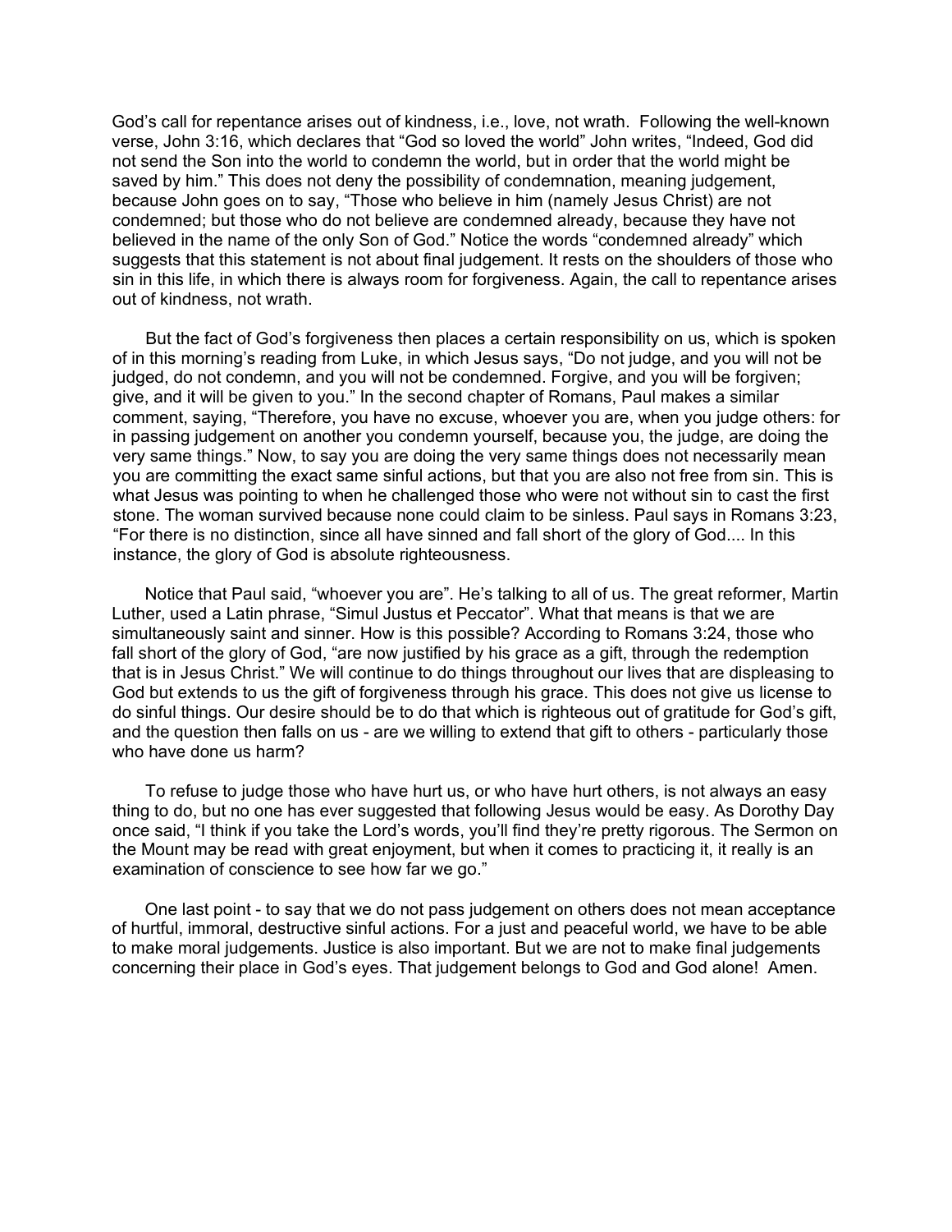God's call for repentance arises out of kindness, i.e., love, not wrath. Following the well-known verse, John 3:16, which declares that "God so loved the world" John writes, "Indeed, God did not send the Son into the world to condemn the world, but in order that the world might be saved by him." This does not deny the possibility of condemnation, meaning judgement, because John goes on to say, "Those who believe in him (namely Jesus Christ) are not condemned; but those who do not believe are condemned already, because they have not believed in the name of the only Son of God." Notice the words "condemned already" which suggests that this statement is not about final judgement. It rests on the shoulders of those who sin in this life, in which there is always room for forgiveness. Again, the call to repentance arises out of kindness, not wrath.

But the fact of God's forgiveness then places a certain responsibility on us, which is spoken of in this morning's reading from Luke, in which Jesus says, "Do not judge, and you will not be judged, do not condemn, and you will not be condemned. Forgive, and you will be forgiven; give, and it will be given to you." In the second chapter of Romans, Paul makes a similar comment, saying, "Therefore, you have no excuse, whoever you are, when you judge others: for in passing judgement on another you condemn yourself, because you, the judge, are doing the very same things." Now, to say you are doing the very same things does not necessarily mean you are committing the exact same sinful actions, but that you are also not free from sin. This is what Jesus was pointing to when he challenged those who were not without sin to cast the first stone. The woman survived because none could claim to be sinless. Paul says in Romans 3:23, "For there is no distinction, since all have sinned and fall short of the glory of God.... In this instance, the glory of God is absolute righteousness.

Notice that Paul said, "whoever you are". He's talking to all of us. The great reformer, Martin Luther, used a Latin phrase, "Simul Justus et Peccator". What that means is that we are simultaneously saint and sinner. How is this possible? According to Romans 3:24, those who fall short of the glory of God, "are now justified by his grace as a gift, through the redemption that is in Jesus Christ." We will continue to do things throughout our lives that are displeasing to God but extends to us the gift of forgiveness through his grace. This does not give us license to do sinful things. Our desire should be to do that which is righteous out of gratitude for God's gift, and the question then falls on us - are we willing to extend that gift to others - particularly those who have done us harm?

To refuse to judge those who have hurt us, or who have hurt others, is not always an easy thing to do, but no one has ever suggested that following Jesus would be easy. As Dorothy Day once said, "I think if you take the Lord's words, you'll find they're pretty rigorous. The Sermon on the Mount may be read with great enjoyment, but when it comes to practicing it, it really is an examination of conscience to see how far we go."

One last point - to say that we do not pass judgement on others does not mean acceptance of hurtful, immoral, destructive sinful actions. For a just and peaceful world, we have to be able to make moral judgements. Justice is also important. But we are not to make final judgements concerning their place in God's eyes. That judgement belongs to God and God alone! Amen.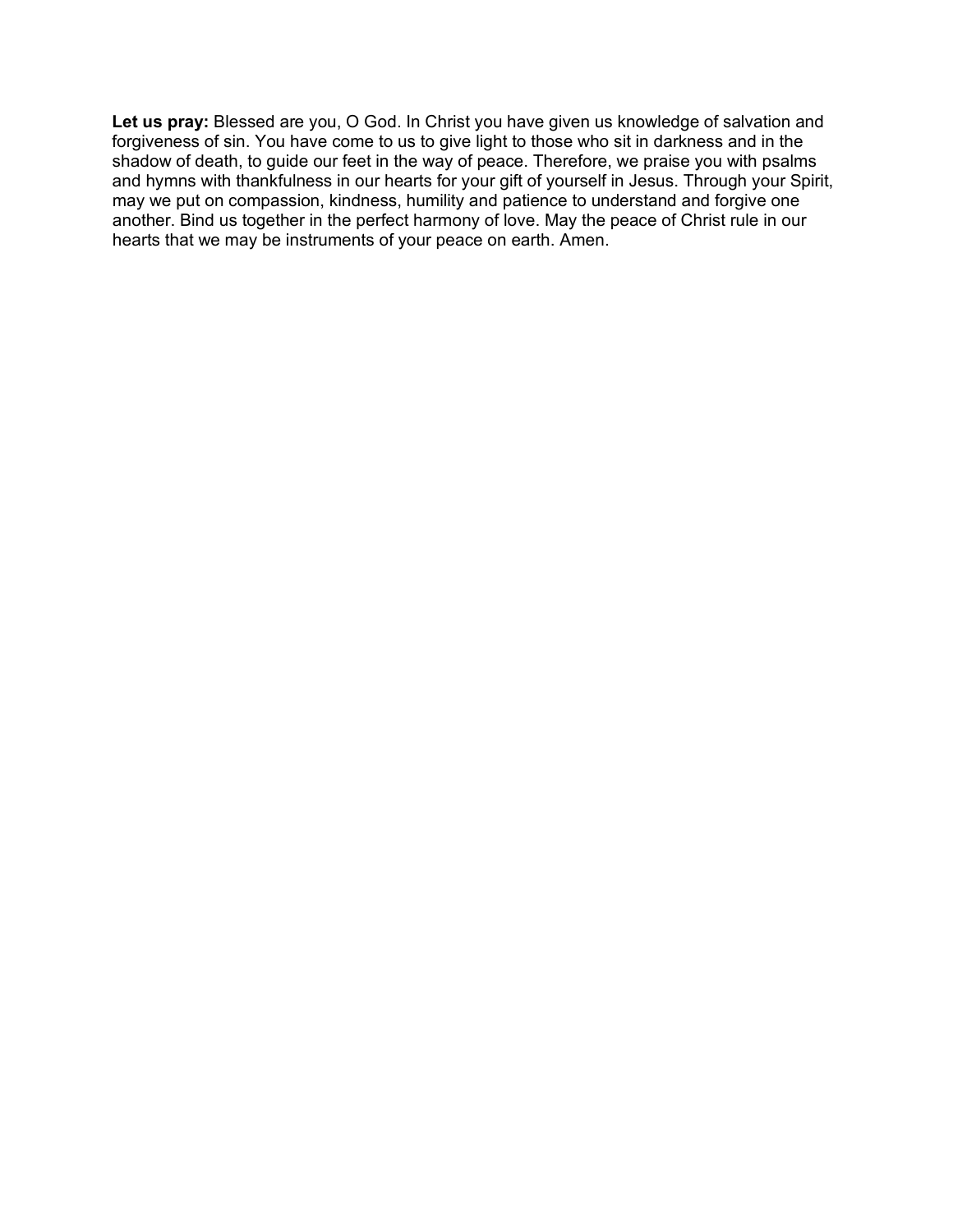**Let us pray:** Blessed are you, O God. In Christ you have given us knowledge of salvation and forgiveness of sin. You have come to us to give light to those who sit in darkness and in the shadow of death, to guide our feet in the way of peace. Therefore, we praise you with psalms and hymns with thankfulness in our hearts for your gift of yourself in Jesus. Through your Spirit, may we put on compassion, kindness, humility and patience to understand and forgive one another. Bind us together in the perfect harmony of love. May the peace of Christ rule in our hearts that we may be instruments of your peace on earth. Amen.